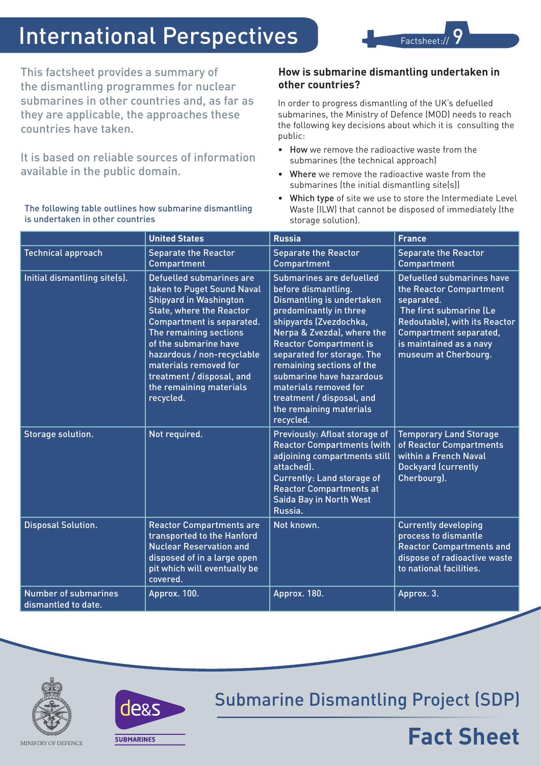# International Perspectives

Factsheet:// 9

This factsheet provides a summary of the dismantling programmes for nuclear submarines in other countries and, as far as they are applicable, the approaches these countries have taken.

It is based on reliable sources of information available in the public domain.

### How is submarine dismantling undertaken in other countries?

In order to progress dismantling of the UK's defuelled submarines, the Ministry of Defence (MOD) needs to reach the following key decisions about which it is consulting the public:

- **How** we remove the radioactive waste from the submarines (the technical approach)
- **Where** we remove the radioactive waste from the submarines (the initial dismantling site(s))
- **Which type** of site we use to store the Intermediate Level Waste (ILW) that cannot be disposed of immediately (the storage solution).

The following table outlines how submarine dismantling is undertaken in other countries

| | United States | Russia | France |
|---|---|---|---|
| Technical approach | Separate the Reactor Compartment | Separate the Reactor Compartment | Separate the Reactor Compartment |
| Initial dismantling site(s). | Defuelled submarines are taken to Puget Sound Naval Shipyard in Washington State, where the Reactor Compartment is separated. The remaining sections of the submarine have hazardous / non-recyclable materials removed for treatment / disposal, and the remaining materials recycled. | Submarines are defuelled before dismantling. Dismantling is undertaken predominantly in three shipyards (Zvezdochka, Nerpa & Zvezda), where the Reactor Compartment is separated for storage. The remaining sections of the submarine have hazardous materials removed for treatment / disposal, and the remaining materials recycled. | Defuelled submarines have the Reactor Compartment separated. The first submarine (Le Redoutable), with its Reactor Compartment separated, is maintained as a navy museum at Cherbourg. |
| Storage solution. | Not required. | Previously: Afloat storage of Reactor Compartments (with adjoining compartments still attached). Currently: Land storage of Reactor Compartments at Saida Bay in North West Russia. | Temporary Land Storage of Reactor Compartments within a French Naval Dockyard (currently Cherbourg). |
| Disposal Solution. | Reactor Compartments are transported to the Hanford Nuclear Reservation and disposed of in a large open pit which will eventually be covered. | Not known. | Currently developing process to dismantle Reactor Compartments and dispose of radioactive waste to national facilities. |
| Number of submarines dismantled to date. | Approx. 100. | Approx. 180. | Approx. 3. |

MINISTRY OF DEFENCE

de&s SUBMARINES

Submarine Dismantling Project (SDP)

**Fact Sheet**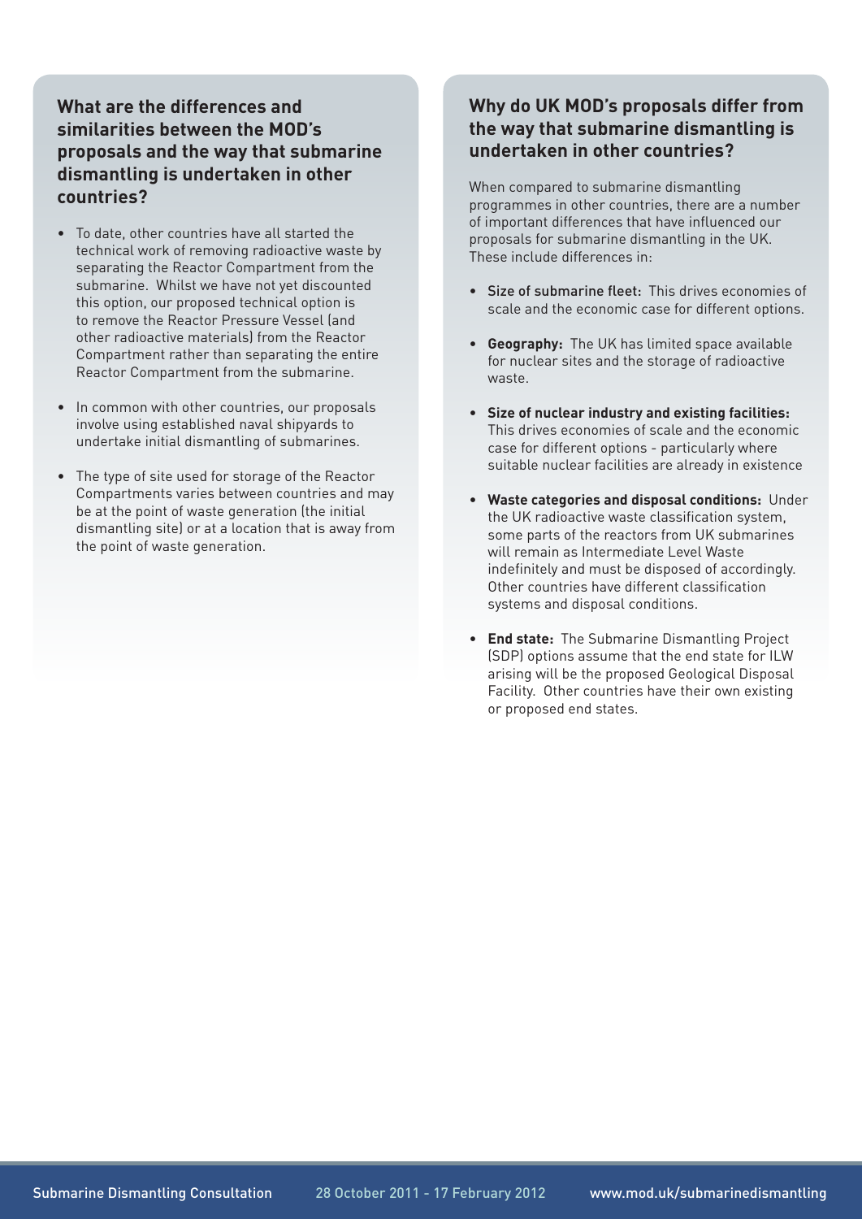## What are the differences and similarities between the MOD's proposals and the way that submarine dismantling is undertaken in other countries?

- To date, other countries have all started the technical work of removing radioactive waste by separating the Reactor Compartment from the submarine. Whilst we have not yet discounted this option, our proposed technical option is to remove the Reactor Pressure Vessel (and other radioactive materials) from the Reactor Compartment rather than separating the entire Reactor Compartment from the submarine.
- In common with other countries, our proposals involve using established naval shipyards to undertake initial dismantling of submarines.
- The type of site used for storage of the Reactor Compartments varies between countries and may be at the point of waste generation (the initial dismantling site) or at a location that is away from the point of waste generation.

## Why do UK MOD's proposals differ from the way that submarine dismantling is undertaken in other countries?

When compared to submarine dismantling programmes in other countries, there are a number of important differences that have influenced our proposals for submarine dismantling in the UK. These include differences in:

- **Size of submarine fleet:** This drives economies of scale and the economic case for different options.
- **Geography:** The UK has limited space available for nuclear sites and the storage of radioactive waste.
- **Size of nuclear industry and existing facilities:** This drives economies of scale and the economic case for different options - particularly where suitable nuclear facilities are already in existence
- **Waste categories and disposal conditions:** Under the UK radioactive waste classification system, some parts of the reactors from UK submarines will remain as Intermediate Level Waste indefinitely and must be disposed of accordingly. Other countries have different classification systems and disposal conditions.
- **End state:** The Submarine Dismantling Project (SDP) options assume that the end state for ILW arising will be the proposed Geological Disposal Facility. Other countries have their own existing or proposed end states.